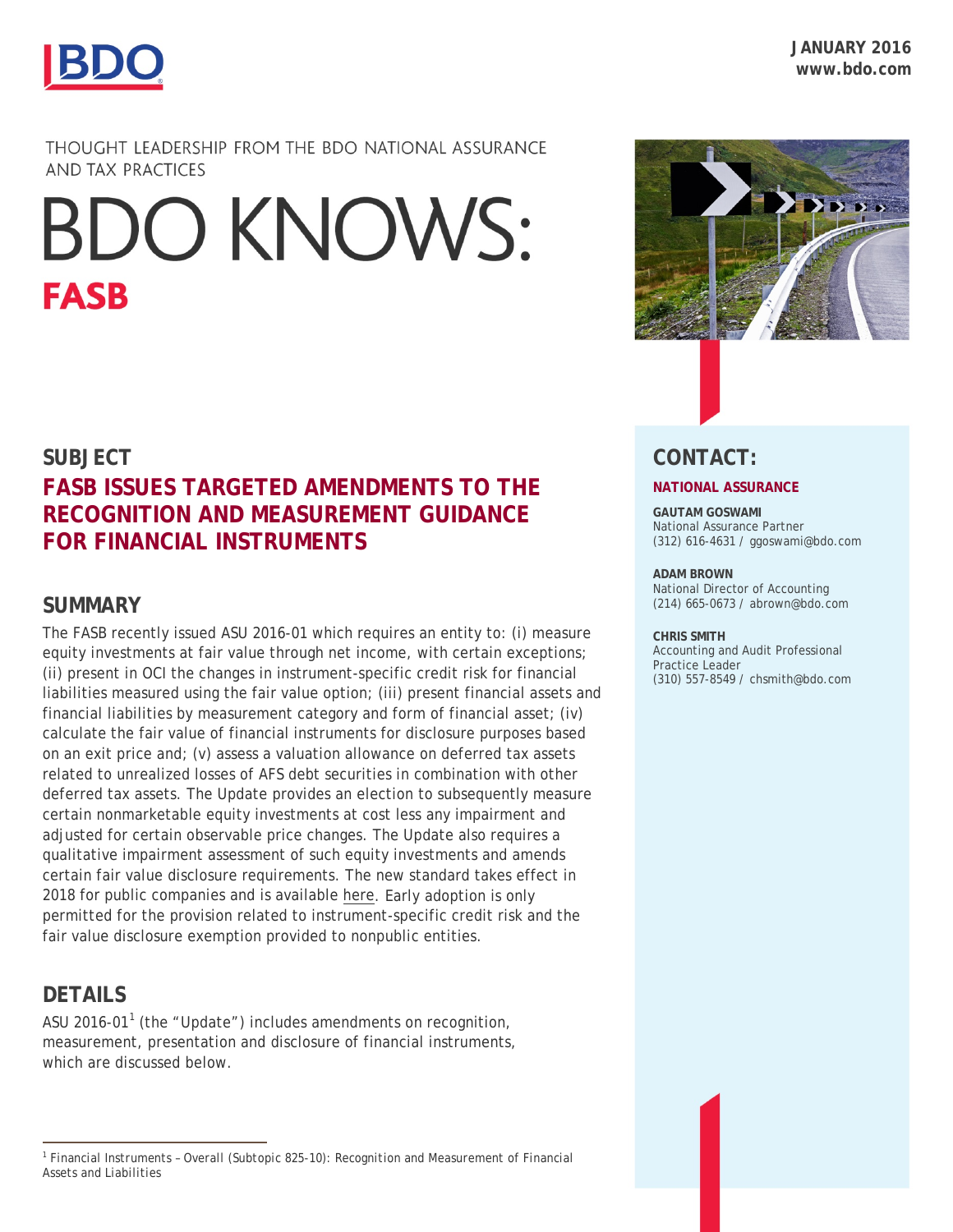JANUARY 2016
www.bdo.com

THOUGHT LEADERSHIP FROM THE BDO NATIONAL ASSURANCE AND TAX PRACTICES

# BDO KNOWS: FASB

## SUBJECT

## FASB ISSUES TARGETED AMENDMENTS TO THE RECOGNITION AND MEASUREMENT GUIDANCE FOR FINANCIAL INSTRUMENTS

## SUMMARY

The FASB recently issued ASU 2016-01 which requires an entity to: (i) measure equity investments at fair value through net income, with certain exceptions; (ii) present in OCI the changes in instrument-specific credit risk for financial liabilities measured using the fair value option; (iii) present financial assets and financial liabilities by measurement category and form of financial asset; (iv) calculate the fair value of financial instruments for disclosure purposes based on an exit price and; (v) assess a valuation allowance on deferred tax assets related to unrealized losses of AFS debt securities in combination with other deferred tax assets. The Update provides an election to subsequently measure certain nonmarketable equity investments at cost less any impairment and adjusted for certain observable price changes. The Update also requires a qualitative impairment assessment of such equity investments and amends certain fair value disclosure requirements. The new standard takes effect in 2018 for public companies and is available here. Early adoption is only permitted for the provision related to instrument-specific credit risk and the fair value disclosure exemption provided to nonpublic entities.

## DETAILS

ASU 2016-01[1] (the "Update") includes amendments on recognition, measurement, presentation and disclosure of financial instruments, which are discussed below.

[1] Financial Instruments – Overall (Subtopic 825-10): Recognition and Measurement of Financial Assets and Liabilities

## CONTACT:

**NATIONAL ASSURANCE**

**GAUTAM GOSWAMI**
National Assurance Partner
(312) 616-4631 / ggoswami@bdo.com

**ADAM BROWN**
National Director of Accounting
(214) 665-0673 / abrown@bdo.com

**CHRIS SMITH**
Accounting and Audit Professional Practice Leader
(310) 557-8549 / chsmith@bdo.com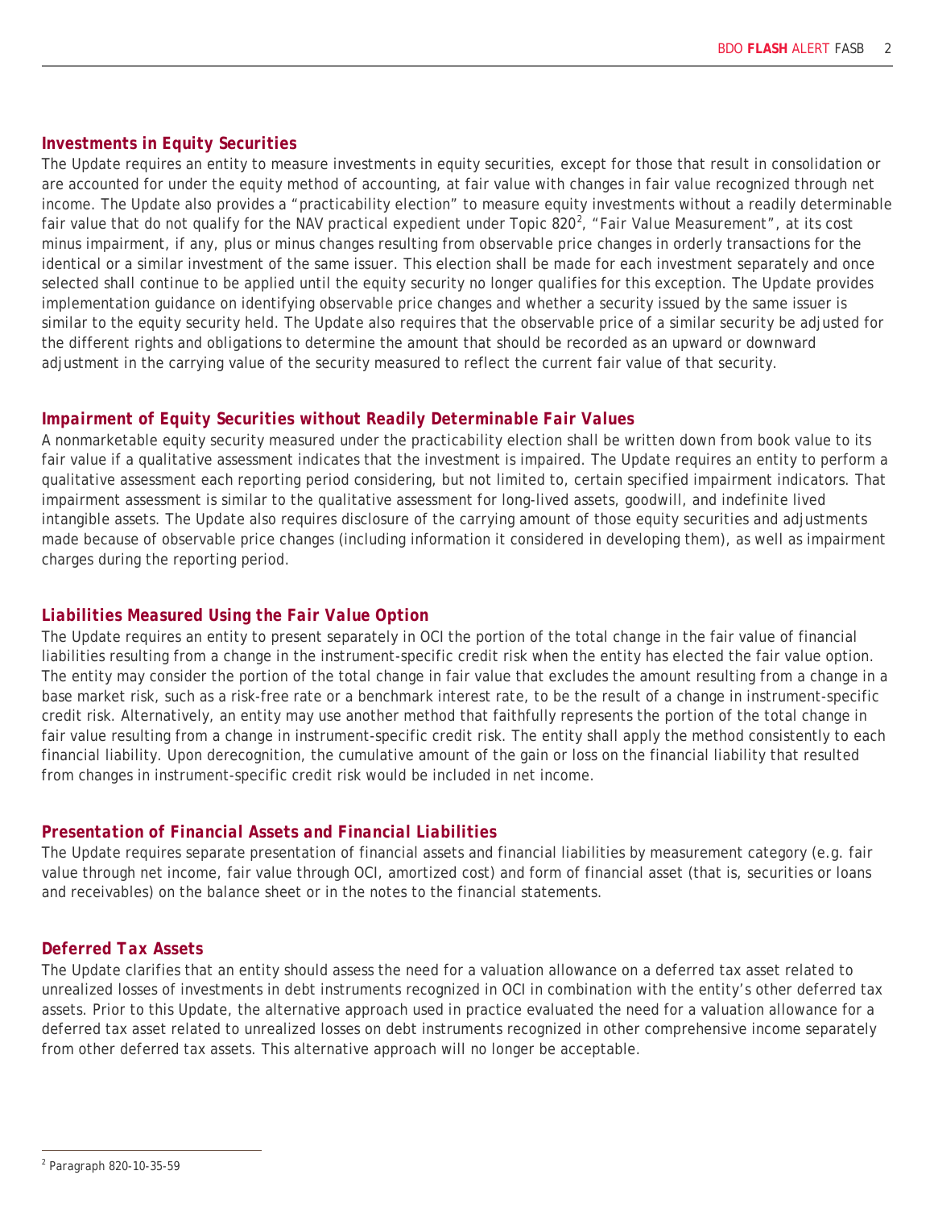### *Investments in Equity Securities*

The Update requires an entity to measure investments in equity securities, except for those that result in consolidation or are accounted for under the equity method of accounting, at fair value with changes in fair value recognized through net income. The Update also provides a "practicability election" to measure equity investments without a readily determinable fair value that do not qualify for the NAV practical expedient under Topic 820[2], "Fair Value Measurement", at its cost minus impairment, if any, plus or minus changes resulting from observable price changes in orderly transactions for the identical or a similar investment of the same issuer. This election shall be made for each investment separately and once selected shall continue to be applied until the equity security no longer qualifies for this exception. The Update provides implementation guidance on identifying observable price changes and whether a security issued by the same issuer is similar to the equity security held. The Update also requires that the observable price of a similar security be adjusted for the different rights and obligations to determine the amount that should be recorded as an upward or downward adjustment in the carrying value of the security measured to reflect the current fair value of that security.

### *Impairment of Equity Securities without Readily Determinable Fair Values*

A nonmarketable equity security measured under the practicability election shall be written down from book value to its fair value if a qualitative assessment indicates that the investment is impaired. The Update requires an entity to perform a qualitative assessment each reporting period considering, but not limited to, certain specified impairment indicators. That impairment assessment is similar to the qualitative assessment for long-lived assets, goodwill, and indefinite lived intangible assets. The Update also requires disclosure of the carrying amount of those equity securities and adjustments made because of observable price changes (including information it considered in developing them), as well as impairment charges during the reporting period.

### *Liabilities Measured Using the Fair Value Option*

The Update requires an entity to present separately in OCI the portion of the total change in the fair value of financial liabilities resulting from a change in the instrument-specific credit risk when the entity has elected the fair value option. The entity may consider the portion of the total change in fair value that excludes the amount resulting from a change in a base market risk, such as a risk-free rate or a benchmark interest rate, to be the result of a change in instrument-specific credit risk. Alternatively, an entity may use another method that faithfully represents the portion of the total change in fair value resulting from a change in instrument-specific credit risk. The entity shall apply the method consistently to each financial liability. Upon derecognition, the cumulative amount of the gain or loss on the financial liability that resulted from changes in instrument-specific credit risk would be included in net income.

### *Presentation of Financial Assets and Financial Liabilities*

The Update requires separate presentation of financial assets and financial liabilities by measurement category (e.g. fair value through net income, fair value through OCI, amortized cost) and form of financial asset (that is, securities or loans and receivables) on the balance sheet or in the notes to the financial statements.

### *Deferred Tax Assets*

The Update clarifies that an entity should assess the need for a valuation allowance on a deferred tax asset related to unrealized losses of investments in debt instruments recognized in OCI in combination with the entity's other deferred tax assets. Prior to this Update, the alternative approach used in practice evaluated the need for a valuation allowance for a deferred tax asset related to unrealized losses on debt instruments recognized in other comprehensive income separately from other deferred tax assets. This alternative approach will no longer be acceptable.

[2] Paragraph 820-10-35-59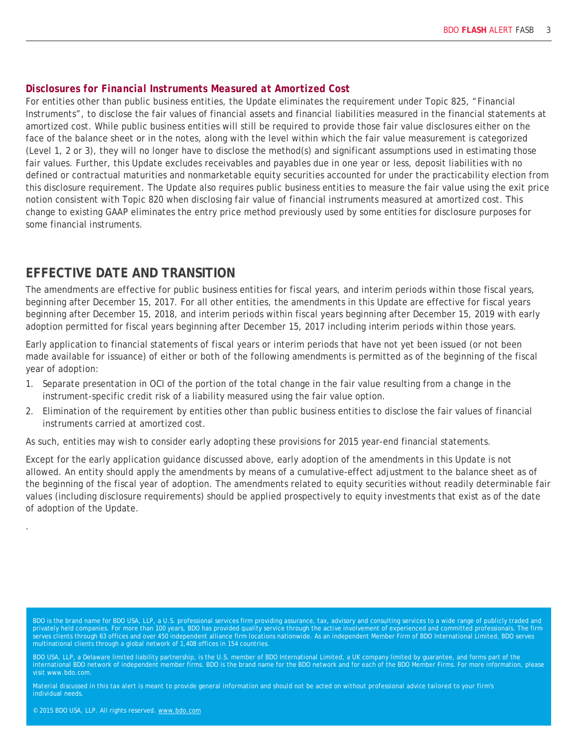### *Disclosures for Financial Instruments Measured at Amortized Cost*

For entities other than public business entities, the Update eliminates the requirement under Topic 825, "Financial Instruments", to disclose the fair values of financial assets and financial liabilities measured in the financial statements at amortized cost. While public business entities will still be required to provide those fair value disclosures either on the face of the balance sheet or in the notes, along with the level within which the fair value measurement is categorized (Level 1, 2 or 3), they will no longer have to disclose the method(s) and significant assumptions used in estimating those fair values. Further, this Update excludes receivables and payables due in one year or less, deposit liabilities with no defined or contractual maturities and nonmarketable equity securities accounted for under the practicability election from this disclosure requirement. The Update also requires public business entities to measure the fair value using the exit price notion consistent with Topic 820 when disclosing fair value of financial instruments measured at amortized cost. This change to existing GAAP eliminates the entry price method previously used by some entities for disclosure purposes for some financial instruments.

## EFFECTIVE DATE AND TRANSITION

The amendments are effective for public business entities for fiscal years, and interim periods within those fiscal years, beginning after December 15, 2017. For all other entities, the amendments in this Update are effective for fiscal years beginning after December 15, 2018, and interim periods within fiscal years beginning after December 15, 2019 with early adoption permitted for fiscal years beginning after December 15, 2017 including interim periods within those years.

Early application to financial statements of fiscal years or interim periods that have not yet been issued (or not been made available for issuance) of either or both of the following amendments is permitted as of the beginning of the fiscal year of adoption:

1. Separate presentation in OCI of the portion of the total change in the fair value resulting from a change in the instrument-specific credit risk of a liability measured using the fair value option.
2. Elimination of the requirement by entities other than public business entities to disclose the fair values of financial instruments carried at amortized cost.

As such, entities may wish to consider early adopting these provisions for 2015 year-end financial statements.

Except for the early application guidance discussed above, early adoption of the amendments in this Update is not allowed. An entity should apply the amendments by means of a cumulative-effect adjustment to the balance sheet as of the beginning of the fiscal year of adoption. The amendments related to equity securities without readily determinable fair values (including disclosure requirements) should be applied prospectively to equity investments that exist as of the date of adoption of the Update.

.

BDO is the brand name for BDO USA, LLP, a U.S. professional services firm providing assurance, tax, advisory and consulting services to a wide range of publicly traded and privately held companies. For more than 100 years, BDO has provided quality service through the active involvement of experienced and committed professionals. The firm serves clients through 63 offices and over 450 independent alliance firm locations nationwide. As an independent Member Firm of BDO International Limited, BDO serves multinational clients through a global network of 1,408 offices in 154 countries.

BDO USA, LLP, a Delaware limited liability partnership, is the U.S. member of BDO International Limited, a UK company limited by guarantee, and forms part of the international BDO network of independent member firms. BDO is the brand name for the BDO network and for each of the BDO Member Firms. For more information, please visit www.bdo.com.

Material discussed in this tax alert is meant to provide general information and should not be acted on without professional advice tailored to your firm's individual needs.

© 2015 BDO USA, LLP. All rights reserved. www.bdo.com